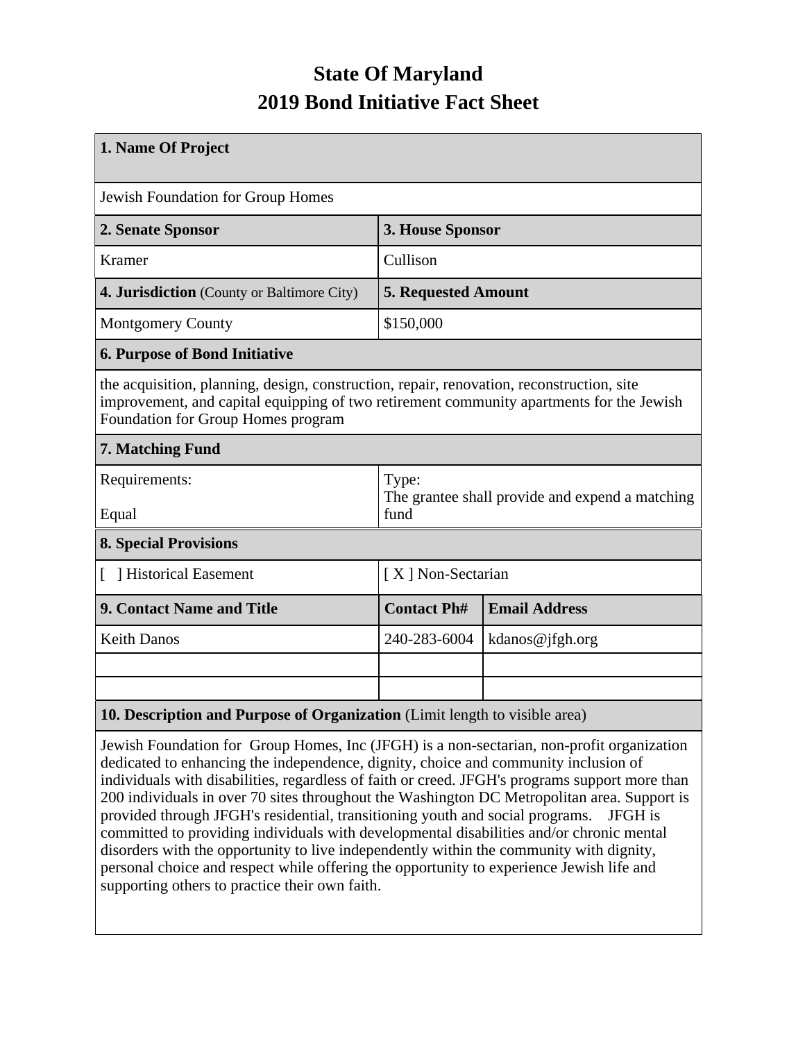# State Of Maryland
# 2019 Bond Initiative Fact Sheet

| 1. Name Of Project | | |
|---|---|---|
| Jewish Foundation for Group Homes | | |
| **2. Senate Sponsor** | **3. House Sponsor** | |
| Kramer | Cullison | |
| **4. Jurisdiction** (County or Baltimore City) | **5. Requested Amount** | |
| Montgomery County | $150,000 | |

| 6. Purpose of Bond Initiative |
|---|
| the acquisition, planning, design, construction, repair, renovation, reconstruction, site improvement, and capital equipping of two retirement community apartments for the Jewish Foundation for Group Homes program |

| 7. Matching Fund | |
|---|---|
| Requirements:<br><br>Equal | Type:<br>The grantee shall provide and expend a matching fund |

| 8. Special Provisions | |
|---|---|
| [ ] Historical Easement | [ X ] Non-Sectarian |

| 9. Contact Name and Title | Contact Ph# | Email Address |
|---|---|---|
| Keith Danos | 240-283-6004 | kdanos@jfgh.org |
| | | |
| | | |

| 10. Description and Purpose of Organization (Limit length to visible area) |
|---|
| Jewish Foundation for Group Homes, Inc (JFGH) is a non-sectarian, non-profit organization dedicated to enhancing the independence, dignity, choice and community inclusion of individuals with disabilities, regardless of faith or creed. JFGH's programs support more than 200 individuals in over 70 sites throughout the Washington DC Metropolitan area. Support is provided through JFGH's residential, transitioning youth and social programs. JFGH is committed to providing individuals with developmental disabilities and/or chronic mental disorders with the opportunity to live independently within the community with dignity, personal choice and respect while offering the opportunity to experience Jewish life and supporting others to practice their own faith. |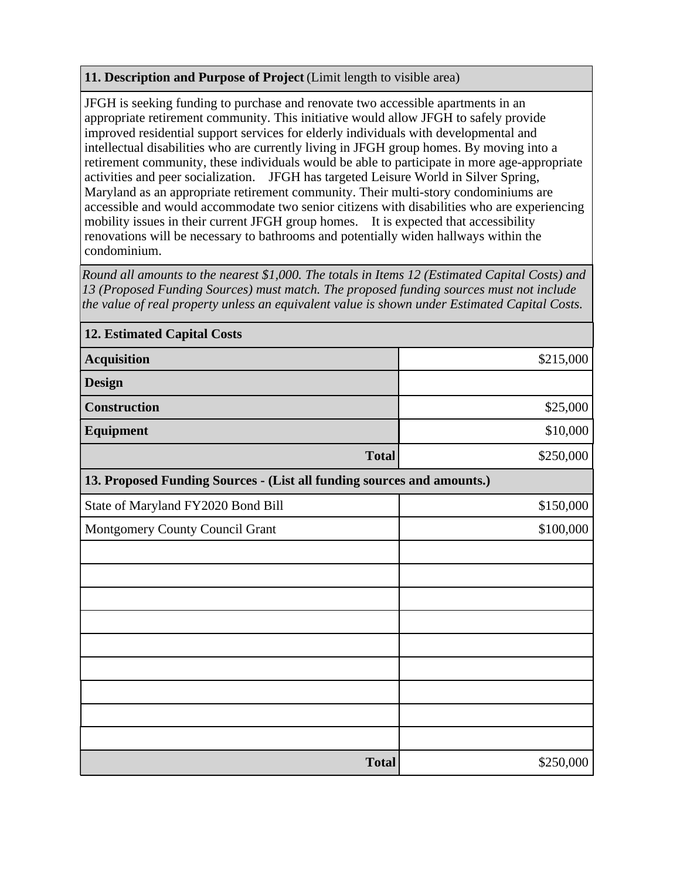**11. Description and Purpose of Project** (Limit length to visible area)

JFGH is seeking funding to purchase and renovate two accessible apartments in an appropriate retirement community. This initiative would allow JFGH to safely provide improved residential support services for elderly individuals with developmental and intellectual disabilities who are currently living in JFGH group homes. By moving into a retirement community, these individuals would be able to participate in more age-appropriate activities and peer socialization. JFGH has targeted Leisure World in Silver Spring, Maryland as an appropriate retirement community. Their multi-story condominiums are accessible and would accommodate two senior citizens with disabilities who are experiencing mobility issues in their current JFGH group homes. It is expected that accessibility renovations will be necessary to bathrooms and potentially widen hallways within the condominium.

*Round all amounts to the nearest $1,000. The totals in Items 12 (Estimated Capital Costs) and 13 (Proposed Funding Sources) must match. The proposed funding sources must not include the value of real property unless an equivalent value is shown under Estimated Capital Costs.*

| **12. Estimated Capital Costs** | |
|---|---|
| **Acquisition** | $215,000 |
| **Design** | |
| **Construction** | $25,000 |
| **Equipment** | $10,000 |
| **Total** | $250,000 |

| **13. Proposed Funding Sources - (List all funding sources and amounts.)** | |
|---|---|
| State of Maryland FY2020 Bond Bill | $150,000 |
| Montgomery County Council Grant | $100,000 |
| | |
| | |
| | |
| | |
| | |
| | |
| | |
| | |
| | |
| **Total** | $250,000 |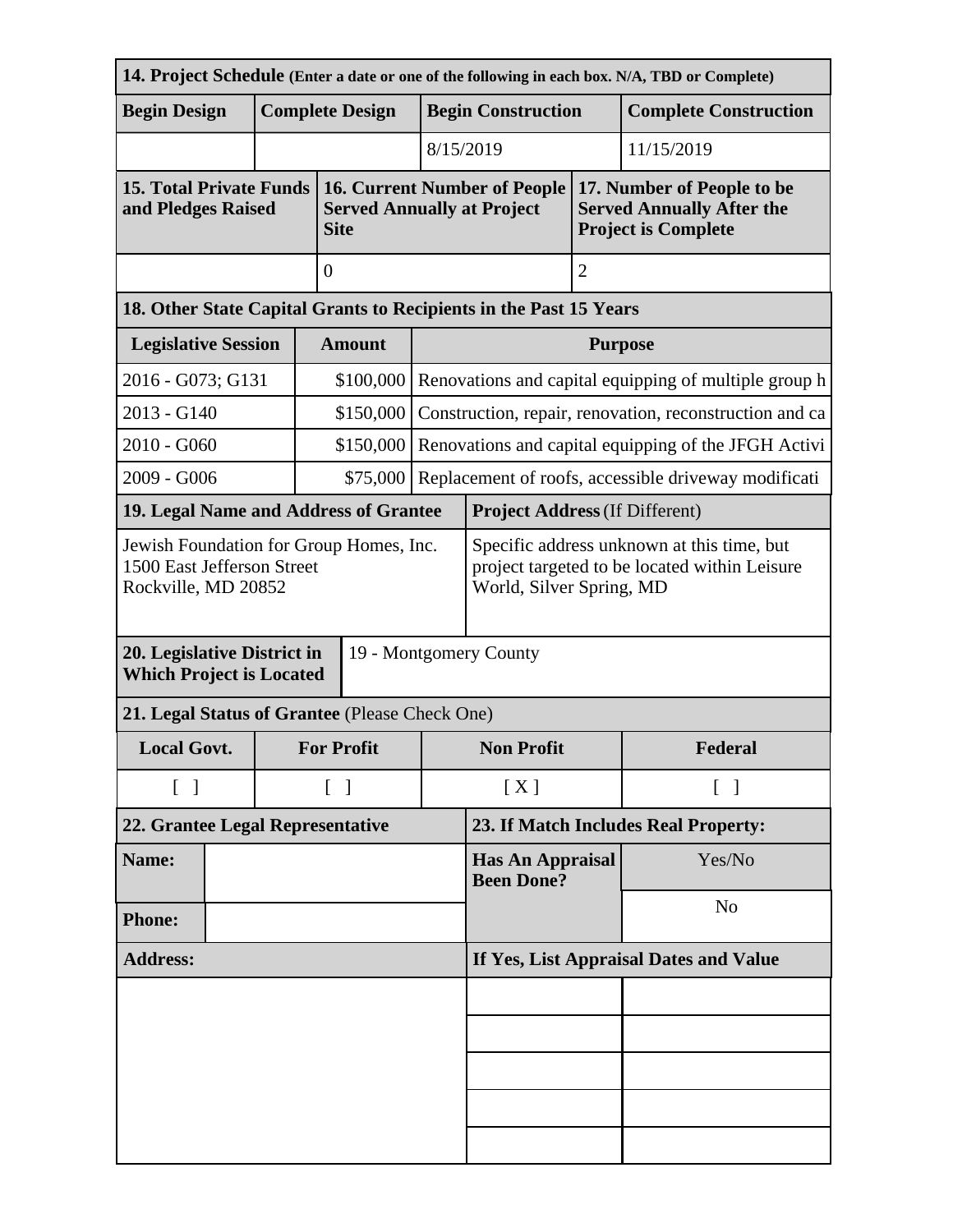| 14. Project Schedule (Enter a date or one of the following in each box. N/A, TBD or Complete) | | | |
|---|---|---|---|
| **Begin Design** | **Complete Design** | **Begin Construction** | **Complete Construction** |
| | | 8/15/2019 | 11/15/2019 |

| 15. Total Private Funds and Pledges Raised | 16. Current Number of People Served Annually at Project Site | 17. Number of People to be Served Annually After the Project is Complete |
|---|---|---|
| | 0 | 2 |

| 18. Other State Capital Grants to Recipients in the Past 15 Years | | |
|---|---|---|
| **Legislative Session** | **Amount** | **Purpose** |
| 2016 - G073; G131 | $100,000 | Renovations and capital equipping of multiple group h |
| 2013 - G140 | $150,000 | Construction, repair, renovation, reconstruction and ca |
| 2010 - G060 | $150,000 | Renovations and capital equipping of the JFGH Activi |
| 2009 - G006 | $75,000 | Replacement of roofs, accessible driveway modificati |

| 19. Legal Name and Address of Grantee | Project Address (If Different) |
|---|---|
| Jewish Foundation for Group Homes, Inc.<br>1500 East Jefferson Street<br>Rockville, MD 20852 | Specific address unknown at this time, but project targeted to be located within Leisure World, Silver Spring, MD |

| 20. Legislative District in Which Project is Located | 19 - Montgomery County |
|---|---|

| 21. Legal Status of Grantee (Please Check One) | | | |
|---|---|---|---|
| **Local Govt.** | **For Profit** | **Non Profit** | **Federal** |
| [ ] | [ ] | [ X ] | [ ] |

| 22. Grantee Legal Representative | | 23. If Match Includes Real Property: | |
|---|---|---|---|
| **Name:** | | **Has An Appraisal Been Done?** | Yes/No |
| **Phone:** | | | No |
| **Address:** | | **If Yes, List Appraisal Dates and Value** | |
| | | | |
| | | | |
| | | | |
| | | | |
| | | | |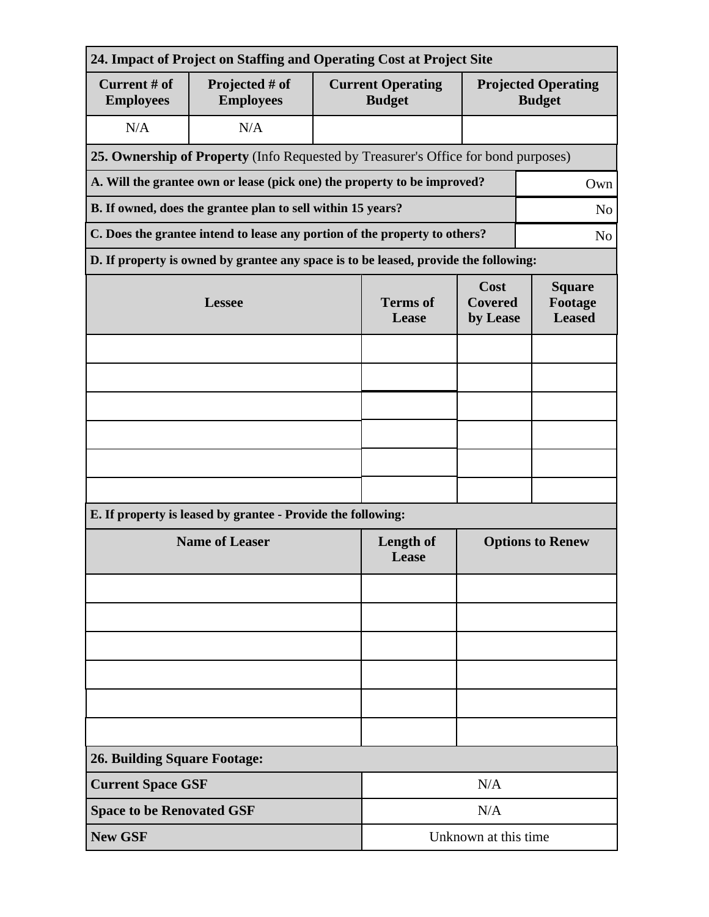**24. Impact of Project on Staffing and Operating Cost at Project Site**

| Current # of Employees | Projected # of Employees | Current Operating Budget | Projected Operating Budget |
|---|---|---|---|
| N/A | N/A | | |

**25. Ownership of Property** (Info Requested by Treasurer's Office for bond purposes)

| | |
|---|---|
| **A. Will the grantee own or lease (pick one) the property to be improved?** | Own |
| **B. If owned, does the grantee plan to sell within 15 years?** | No |
| **C. Does the grantee intend to lease any portion of the property to others?** | No |

**D. If property is owned by grantee any space is to be leased, provide the following:**

| Lessee | Terms of Lease | Cost Covered by Lease | Square Footage Leased |
|---|---|---|---|
| | | | |
| | | | |
| | | | |
| | | | |
| | | | |
| | | | |

**E. If property is leased by grantee - Provide the following:**

| Name of Leaser | Length of Lease | Options to Renew |
|---|---|---|
| | | |
| | | |
| | | |
| | | |
| | | |
| | | |

**26. Building Square Footage:**

| | |
|---|---|
| **Current Space GSF** | N/A |
| **Space to be Renovated GSF** | N/A |
| **New GSF** | Unknown at this time |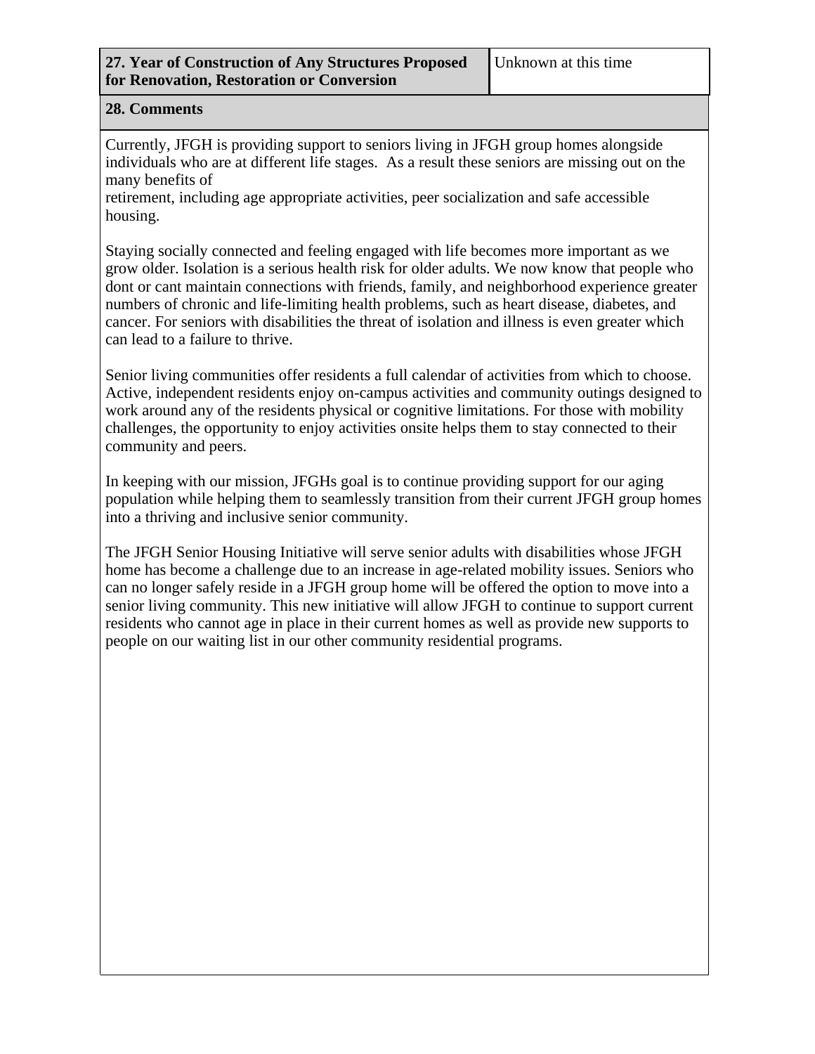| 27. Year of Construction of Any Structures Proposed for Renovation, Restoration or Conversion | Unknown at this time |
| --- | --- |

**28. Comments**

Currently, JFGH is providing support to seniors living in JFGH group homes alongside individuals who are at different life stages. As a result these seniors are missing out on the many benefits of
retirement, including age appropriate activities, peer socialization and safe accessible housing.

Staying socially connected and feeling engaged with life becomes more important as we grow older. Isolation is a serious health risk for older adults. We now know that people who dont or cant maintain connections with friends, family, and neighborhood experience greater numbers of chronic and life-limiting health problems, such as heart disease, diabetes, and cancer. For seniors with disabilities the threat of isolation and illness is even greater which can lead to a failure to thrive.

Senior living communities offer residents a full calendar of activities from which to choose. Active, independent residents enjoy on-campus activities and community outings designed to work around any of the residents physical or cognitive limitations. For those with mobility challenges, the opportunity to enjoy activities onsite helps them to stay connected to their community and peers.

In keeping with our mission, JFGHs goal is to continue providing support for our aging population while helping them to seamlessly transition from their current JFGH group homes into a thriving and inclusive senior community.

The JFGH Senior Housing Initiative will serve senior adults with disabilities whose JFGH home has become a challenge due to an increase in age-related mobility issues. Seniors who can no longer safely reside in a JFGH group home will be offered the option to move into a senior living community. This new initiative will allow JFGH to continue to support current residents who cannot age in place in their current homes as well as provide new supports to people on our waiting list in our other community residential programs.